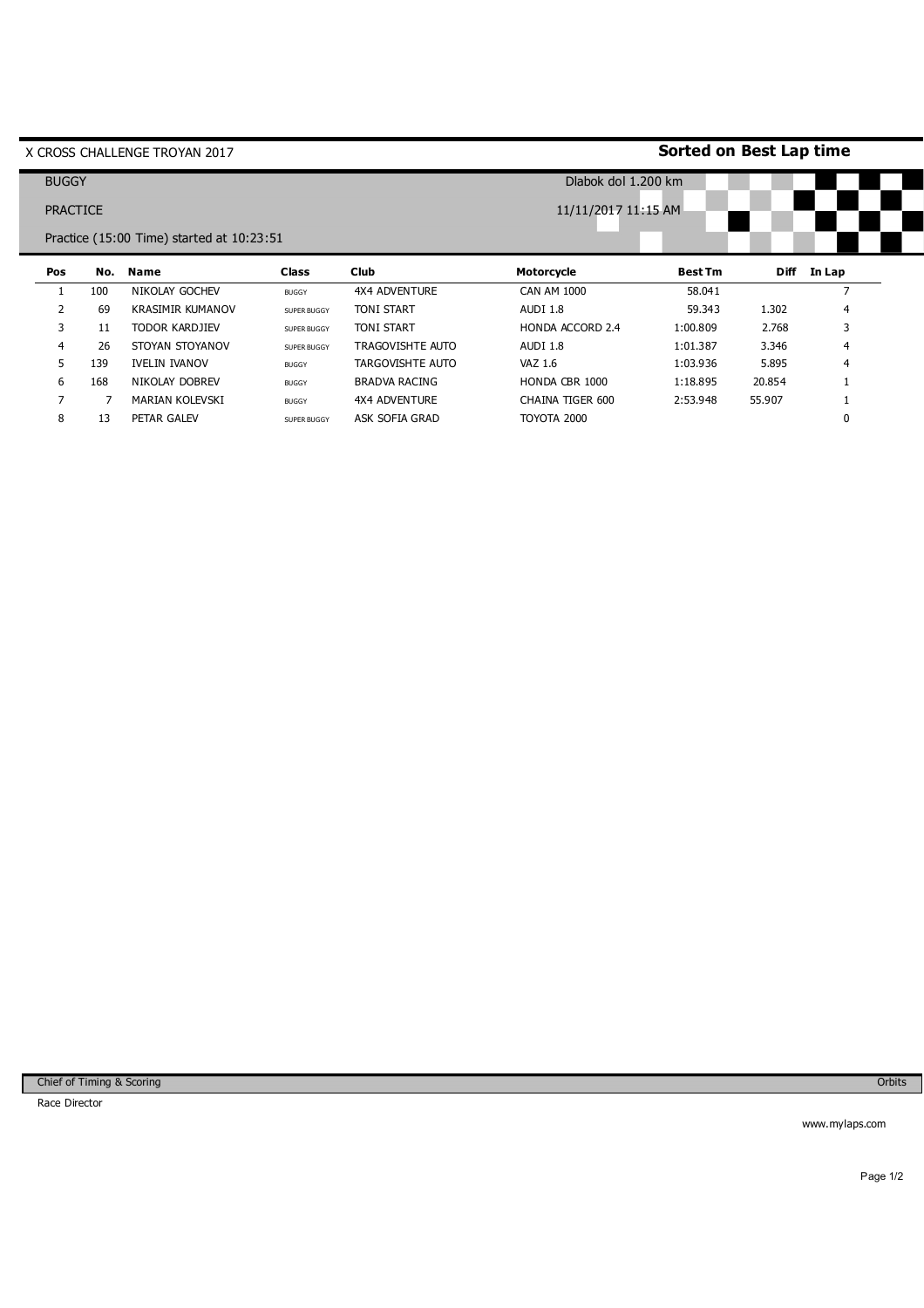X CROSS CHALLENGE TROYAN 2017

**Sorted on Best Lap time**

BUGGY

Dlabok dol 1.200 km

PRACTICE

11/11/2017 11:15 AM

Practice (15:00 Time) started at 10:23:51

| Pos | No. | Name | Class | Club | Motorcycle | Best Tm | Diff | In Lap |
|---|---|---|---|---|---|---|---|---|
| 1 | 100 | NIKOLAY GOCHEV | BUGGY | 4X4 ADVENTURE | CAN AM 1000 | 58.041 | | 7 |
| 2 | 69 | KRASIMIR KUMANOV | SUPER BUGGY | TONI START | AUDI 1.8 | 59.343 | 1.302 | 4 |
| 3 | 11 | TODOR KARDJIEV | SUPER BUGGY | TONI START | HONDA ACCORD 2.4 | 1:00.809 | 2.768 | 3 |
| 4 | 26 | STOYAN STOYANOV | SUPER BUGGY | TRAGOVISHTE AUTO | AUDI 1.8 | 1:01.387 | 3.346 | 4 |
| 5 | 139 | IVELIN IVANOV | BUGGY | TARGOVISHTE AUTO | VAZ 1.6 | 1:03.936 | 5.895 | 4 |
| 6 | 168 | NIKOLAY DOBREV | BUGGY | BRADVA RACING | HONDA CBR 1000 | 1:18.895 | 20.854 | 1 |
| 7 | 7 | MARIAN KOLEVSKI | BUGGY | 4X4 ADVENTURE | CHAINA TIGER 600 | 2:53.948 | 55.907 | 1 |
| 8 | 13 | PETAR GALEV | SUPER BUGGY | ASK SOFIA GRAD | TOYOTA 2000 | | | 0 |

Chief of Timing & Scoring

Orbits

Race Director

www.mylaps.com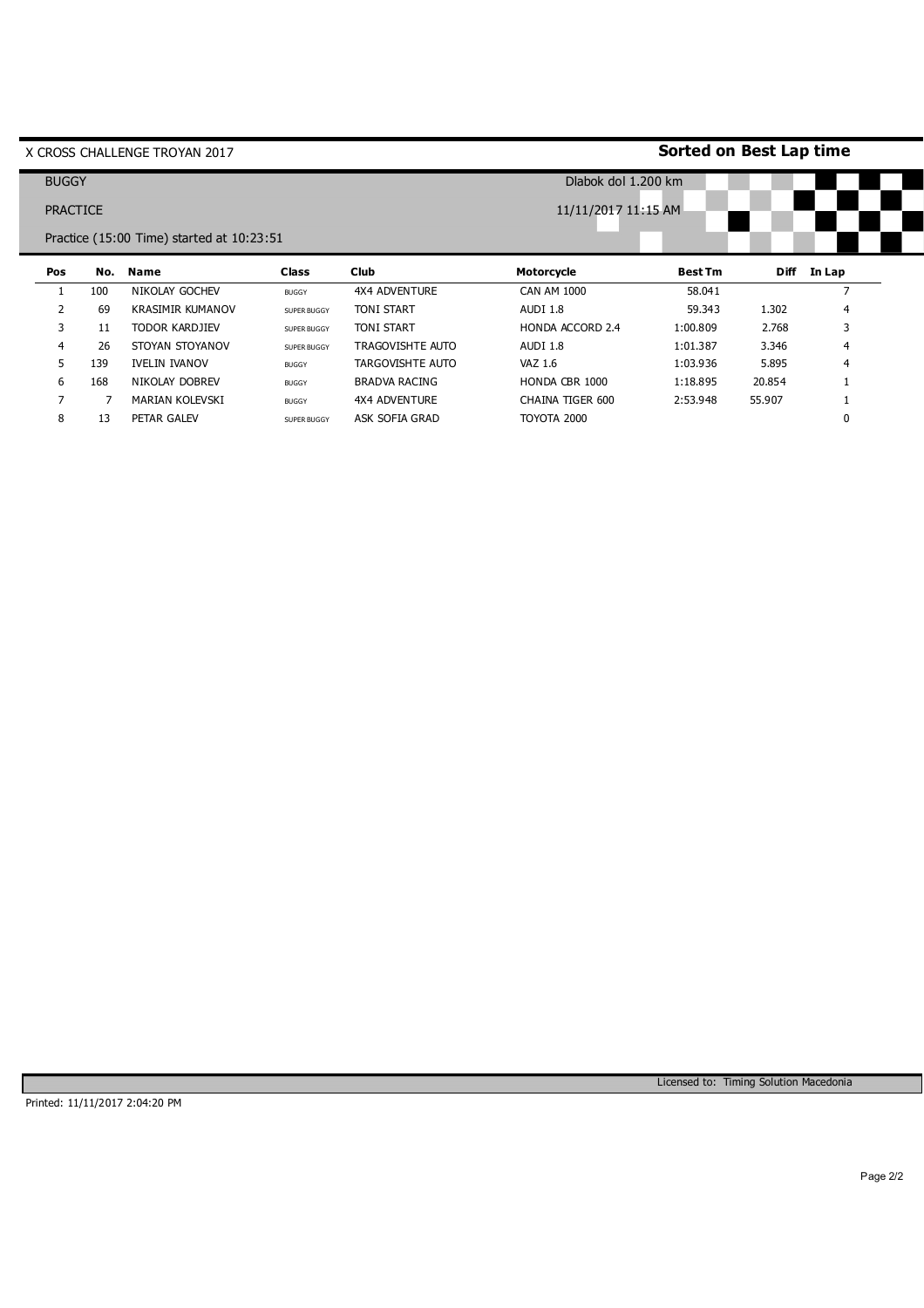X CROSS CHALLENGE TROYAN 2017

**Sorted on Best Lap time**

BUGGY

PRACTICE

Practice (15:00 Time) started at 10:23:51

Dlabok dol 1.200 km

11/11/2017 11:15 AM

| Pos | No. | Name | Class | Club | Motorcycle | Best Tm | Diff | In Lap |
|---|---|---|---|---|---|---|---|---|
| 1 | 100 | NIKOLAY GOCHEV | BUGGY | 4X4 ADVENTURE | CAN AM 1000 | 58.041 | | 7 |
| 2 | 69 | KRASIMIR KUMANOV | SUPER BUGGY | TONI START | AUDI 1.8 | 59.343 | 1.302 | 4 |
| 3 | 11 | TODOR KARDJIEV | SUPER BUGGY | TONI START | HONDA ACCORD 2.4 | 1:00.809 | 2.768 | 3 |
| 4 | 26 | STOYAN STOYANOV | SUPER BUGGY | TRAGOVISHTE AUTO | AUDI 1.8 | 1:01.387 | 3.346 | 4 |
| 5 | 139 | IVELIN IVANOV | BUGGY | TARGOVISHTE AUTO | VAZ 1.6 | 1:03.936 | 5.895 | 4 |
| 6 | 168 | NIKOLAY DOBREV | BUGGY | BRADVA RACING | HONDA CBR 1000 | 1:18.895 | 20.854 | 1 |
| 7 | 7 | MARIAN KOLEVSKI | BUGGY | 4X4 ADVENTURE | CHAINA TIGER 600 | 2:53.948 | 55.907 | 1 |
| 8 | 13 | PETAR GALEV | SUPER BUGGY | ASK SOFIA GRAD | TOYOTA 2000 | | | 0 |

Licensed to: Timing Solution Macedonia

Printed: 11/11/2017 2:04:20 PM